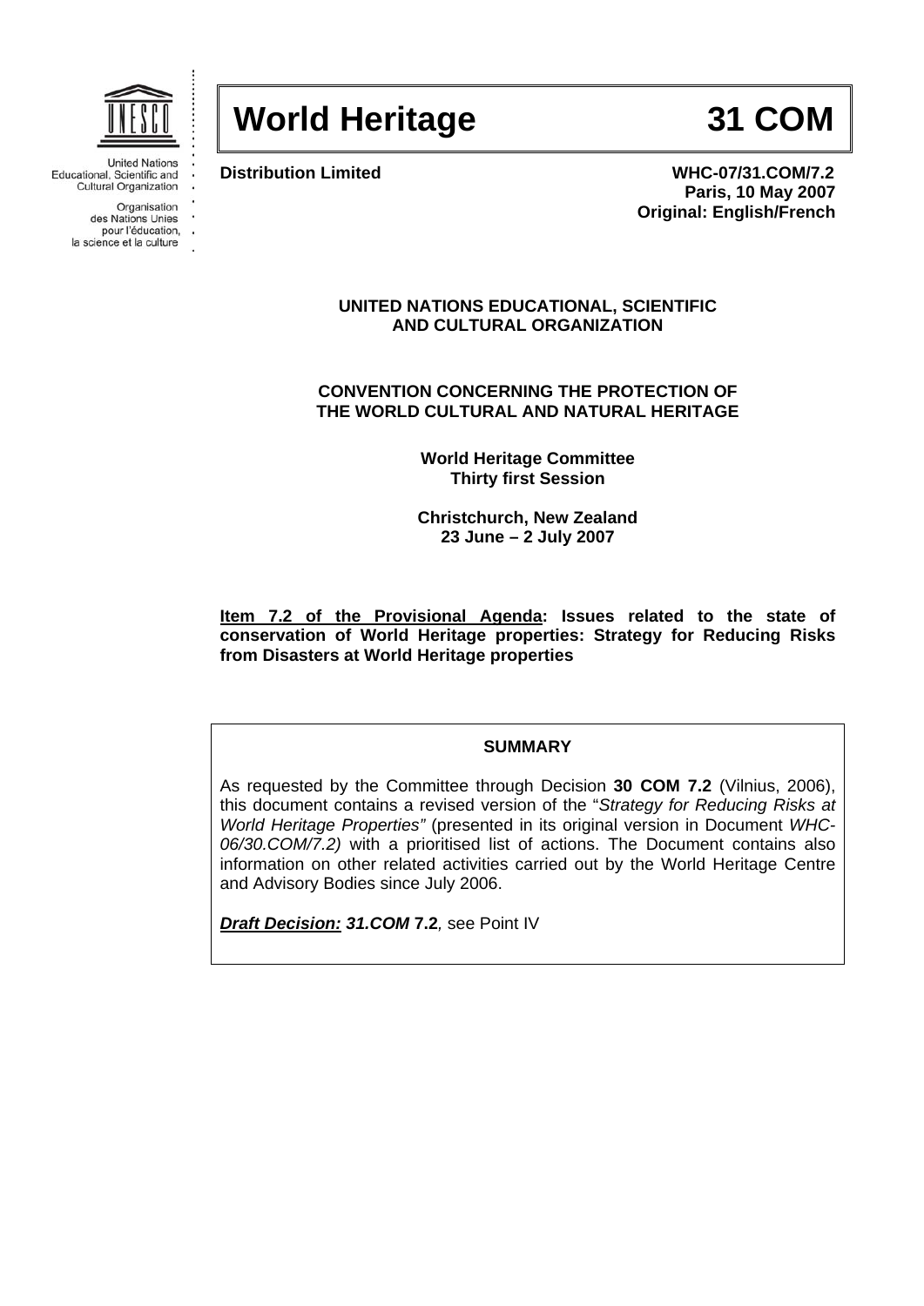United Nations Educational, Scientific and Cultural Organization

Organisation des Nations Unies pour l'éducation, la science et la culture

# World Heritage 31 COM

**Distribution Limited**

**WHC-07/31.COM/7.2**
**Paris, 10 May 2007**
**Original: English/French**

**UNITED NATIONS EDUCATIONAL, SCIENTIFIC AND CULTURAL ORGANIZATION**

**CONVENTION CONCERNING THE PROTECTION OF THE WORLD CULTURAL AND NATURAL HERITAGE**

**World Heritage Committee**
**Thirty first Session**

**Christchurch, New Zealand**
**23 June – 2 July 2007**

**Item 7.2 of the Provisional Agenda: Issues related to the state of conservation of World Heritage properties: Strategy for Reducing Risks from Disasters at World Heritage properties**

**SUMMARY**

As requested by the Committee through Decision **30 COM 7.2** (Vilnius, 2006), this document contains a revised version of the "*Strategy for Reducing Risks at World Heritage Properties"* (presented in its original version in Document *WHC-06/30.COM/7.2)* with a prioritised list of actions. The Document contains also information on other related activities carried out by the World Heritage Centre and Advisory Bodies since July 2006.

***Draft Decision: 31.COM* 7.2***,* see Point IV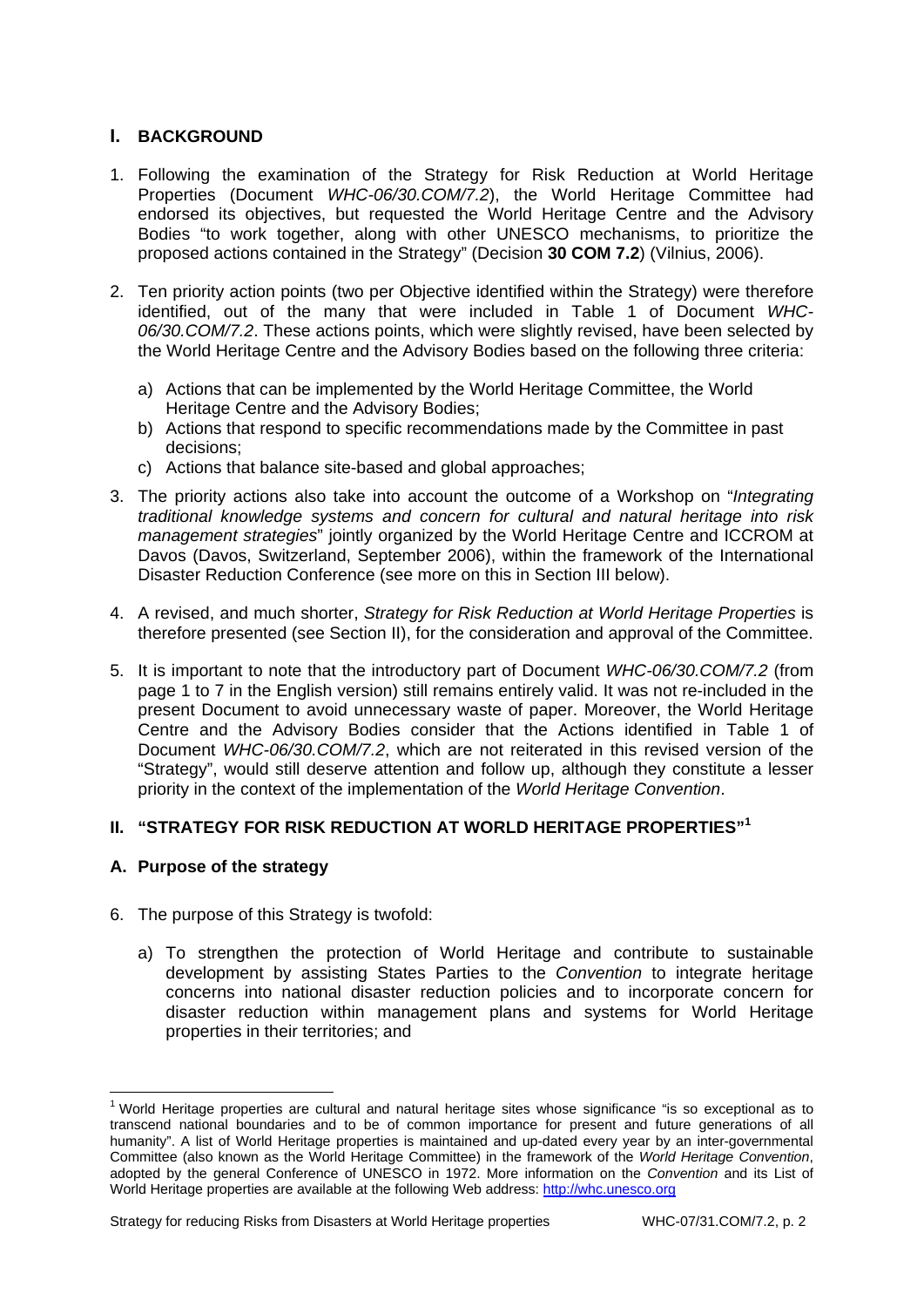## I. BACKGROUND

1. Following the examination of the Strategy for Risk Reduction at World Heritage Properties (Document *WHC-06/30.COM/7.2*), the World Heritage Committee had endorsed its objectives, but requested the World Heritage Centre and the Advisory Bodies "to work together, along with other UNESCO mechanisms, to prioritize the proposed actions contained in the Strategy" (Decision **30 COM 7.2**) (Vilnius, 2006).

2. Ten priority action points (two per Objective identified within the Strategy) were therefore identified, out of the many that were included in Table 1 of Document *WHC-06/30.COM/7.2*. These actions points, which were slightly revised, have been selected by the World Heritage Centre and the Advisory Bodies based on the following three criteria:

   a) Actions that can be implemented by the World Heritage Committee, the World Heritage Centre and the Advisory Bodies;
   b) Actions that respond to specific recommendations made by the Committee in past decisions;
   c) Actions that balance site-based and global approaches;

3. The priority actions also take into account the outcome of a Workshop on "*Integrating traditional knowledge systems and concern for cultural and natural heritage into risk management strategies*" jointly organized by the World Heritage Centre and ICCROM at Davos (Davos, Switzerland, September 2006), within the framework of the International Disaster Reduction Conference (see more on this in Section III below).

4. A revised, and much shorter, *Strategy for Risk Reduction at World Heritage Properties* is therefore presented (see Section II), for the consideration and approval of the Committee.

5. It is important to note that the introductory part of Document *WHC-06/30.COM/7.2* (from page 1 to 7 in the English version) still remains entirely valid. It was not re-included in the present Document to avoid unnecessary waste of paper. Moreover, the World Heritage Centre and the Advisory Bodies consider that the Actions identified in Table 1 of Document *WHC-06/30.COM/7.2*, which are not reiterated in this revised version of the "Strategy", would still deserve attention and follow up, although they constitute a lesser priority in the context of the implementation of the *World Heritage Convention*.

## II. "STRATEGY FOR RISK REDUCTION AT WORLD HERITAGE PROPERTIES"[1]

### A. Purpose of the strategy

6. The purpose of this Strategy is twofold:

   a) To strengthen the protection of World Heritage and contribute to sustainable development by assisting States Parties to the *Convention* to integrate heritage concerns into national disaster reduction policies and to incorporate concern for disaster reduction within management plans and systems for World Heritage properties in their territories; and

---

[1] World Heritage properties are cultural and natural heritage sites whose significance "is so exceptional as to transcend national boundaries and to be of common importance for present and future generations of all humanity". A list of World Heritage properties is maintained and up-dated every year by an inter-governmental Committee (also known as the World Heritage Committee) in the framework of the *World Heritage Convention*, adopted by the general Conference of UNESCO in 1972. More information on the *Convention* and its List of World Heritage properties are available at the following Web address: http://whc.unesco.org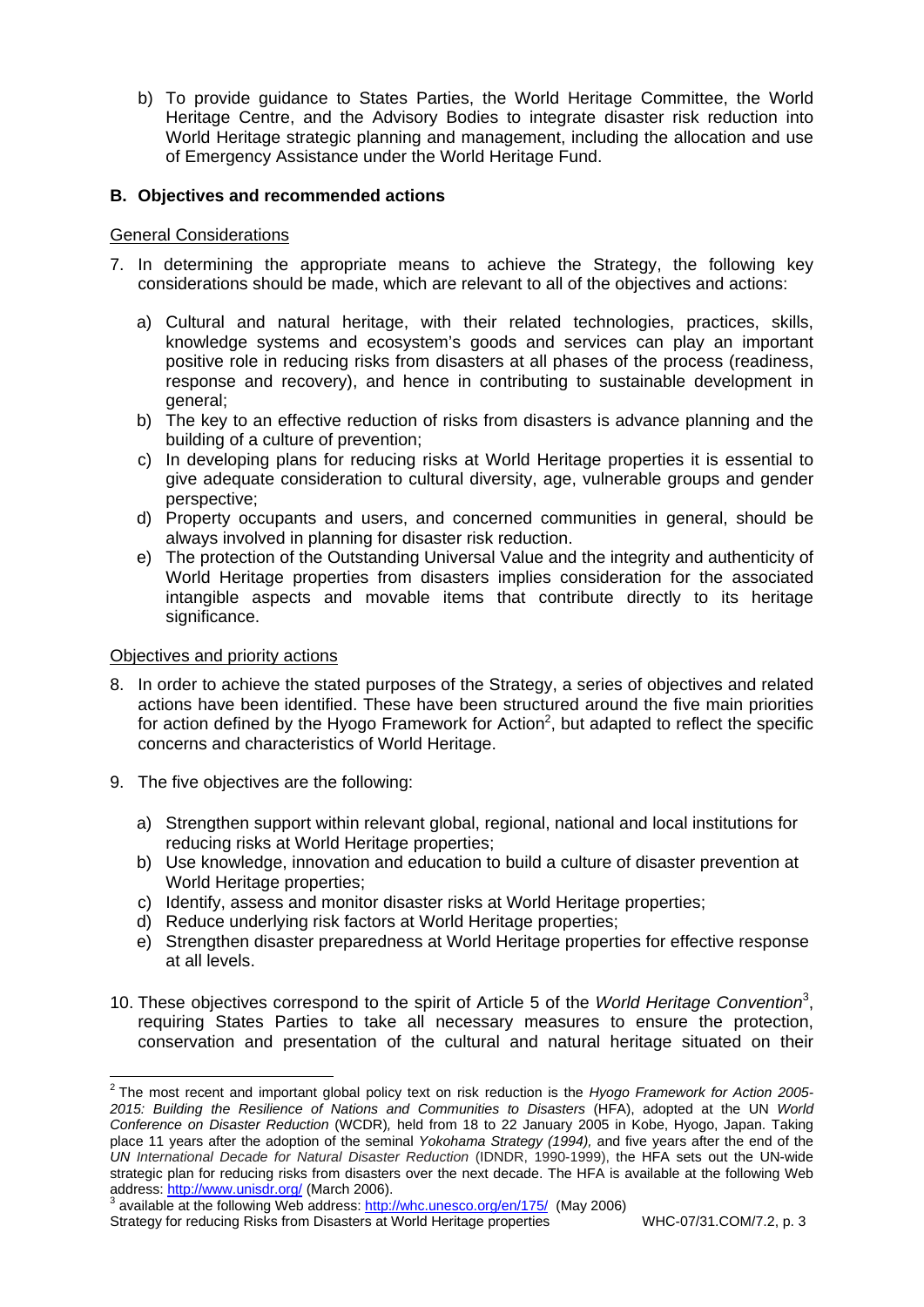b) To provide guidance to States Parties, the World Heritage Committee, the World Heritage Centre, and the Advisory Bodies to integrate disaster risk reduction into World Heritage strategic planning and management, including the allocation and use of Emergency Assistance under the World Heritage Fund.

## B. Objectives and recommended actions

General Considerations

7. In determining the appropriate means to achieve the Strategy, the following key considerations should be made, which are relevant to all of the objectives and actions:

   a) Cultural and natural heritage, with their related technologies, practices, skills, knowledge systems and ecosystem's goods and services can play an important positive role in reducing risks from disasters at all phases of the process (readiness, response and recovery), and hence in contributing to sustainable development in general;
   b) The key to an effective reduction of risks from disasters is advance planning and the building of a culture of prevention;
   c) In developing plans for reducing risks at World Heritage properties it is essential to give adequate consideration to cultural diversity, age, vulnerable groups and gender perspective;
   d) Property occupants and users, and concerned communities in general, should be always involved in planning for disaster risk reduction.
   e) The protection of the Outstanding Universal Value and the integrity and authenticity of World Heritage properties from disasters implies consideration for the associated intangible aspects and movable items that contribute directly to its heritage significance.

Objectives and priority actions

8. In order to achieve the stated purposes of the Strategy, a series of objectives and related actions have been identified. These have been structured around the five main priorities for action defined by the Hyogo Framework for Action[2], but adapted to reflect the specific concerns and characteristics of World Heritage.

9. The five objectives are the following:

   a) Strengthen support within relevant global, regional, national and local institutions for reducing risks at World Heritage properties;
   b) Use knowledge, innovation and education to build a culture of disaster prevention at World Heritage properties;
   c) Identify, assess and monitor disaster risks at World Heritage properties;
   d) Reduce underlying risk factors at World Heritage properties;
   e) Strengthen disaster preparedness at World Heritage properties for effective response at all levels.

10. These objectives correspond to the spirit of Article 5 of the *World Heritage Convention*[3], requiring States Parties to take all necessary measures to ensure the protection, conservation and presentation of the cultural and natural heritage situated on their

---

[2] The most recent and important global policy text on risk reduction is the *Hyogo Framework for Action 2005-2015: Building the Resilience of Nations and Communities to Disasters* (HFA), adopted at the UN *World Conference on Disaster Reduction* (WCDR), held from 18 to 22 January 2005 in Kobe, Hyogo, Japan. Taking place 11 years after the adoption of the seminal *Yokohama Strategy (1994),* and five years after the end of the *UN International Decade for Natural Disaster Reduction* (IDNDR, 1990-1999), the HFA sets out the UN-wide strategic plan for reducing risks from disasters over the next decade. The HFA is available at the following Web address: http://www.unisdr.org/ (March 2006).

[3] available at the following Web address: http://whc.unesco.org/en/175/ (May 2006)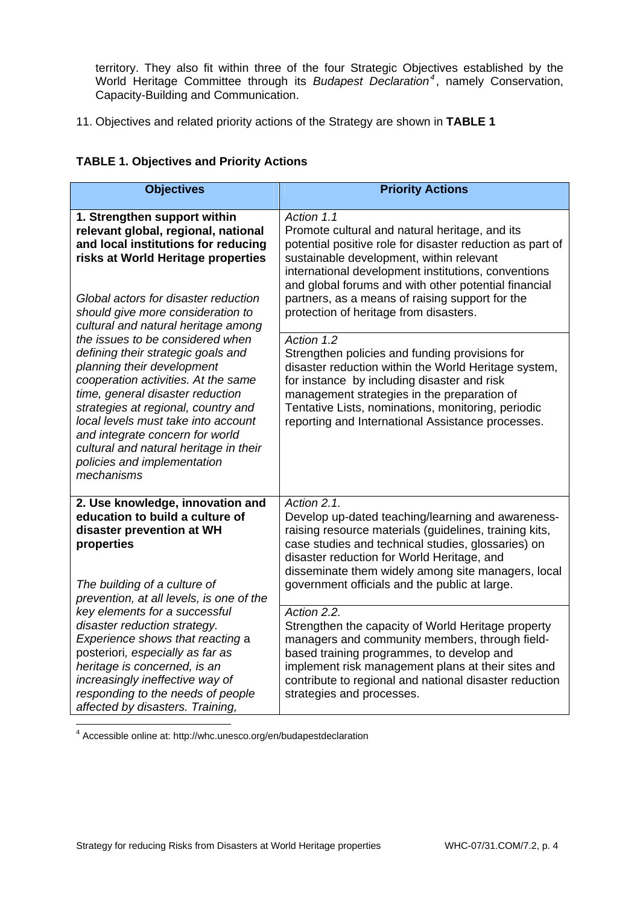territory. They also fit within three of the four Strategic Objectives established by the World Heritage Committee through its *Budapest Declaration*[4], namely Conservation, Capacity-Building and Communication.

11. Objectives and related priority actions of the Strategy are shown in **TABLE 1**

**TABLE 1. Objectives and Priority Actions**

| Objectives | Priority Actions |
|---|---|
| **1. Strengthen support within relevant global, regional, national and local institutions for reducing risks at World Heritage properties**<br><br>*Global actors for disaster reduction should give more consideration to cultural and natural heritage among the issues to be considered when defining their strategic goals and planning their development cooperation activities. At the same time, general disaster reduction strategies at regional, country and local levels must take into account and integrate concern for world cultural and natural heritage in their policies and implementation mechanisms* | *Action 1.1*<br>Promote cultural and natural heritage, and its potential positive role for disaster reduction as part of sustainable development, within relevant international development institutions, conventions and global forums and with other potential financial partners, as a means of raising support for the protection of heritage from disasters.<br><br>*Action 1.2*<br>Strengthen policies and funding provisions for disaster reduction within the World Heritage system, for instance by including disaster and risk management strategies in the preparation of Tentative Lists, nominations, monitoring, periodic reporting and International Assistance processes. |
| **2. Use knowledge, innovation and education to build a culture of disaster prevention at WH properties**<br><br>*The building of a culture of prevention, at all levels, is one of the key elements for a successful disaster reduction strategy. Experience shows that reacting* a posteriori*, especially as far as heritage is concerned, is an increasingly ineffective way of responding to the needs of people affected by disasters. Training,* | *Action 2.1.*<br>Develop up-dated teaching/learning and awareness-raising resource materials (guidelines, training kits, case studies and technical studies, glossaries) on disaster reduction for World Heritage, and disseminate them widely among site managers, local government officials and the public at large.<br><br>*Action 2.2.*<br>Strengthen the capacity of World Heritage property managers and community members, through field-based training programmes, to develop and implement risk management plans at their sites and contribute to regional and national disaster reduction strategies and processes. |

[4] Accessible online at: http://whc.unesco.org/en/budapestdeclaration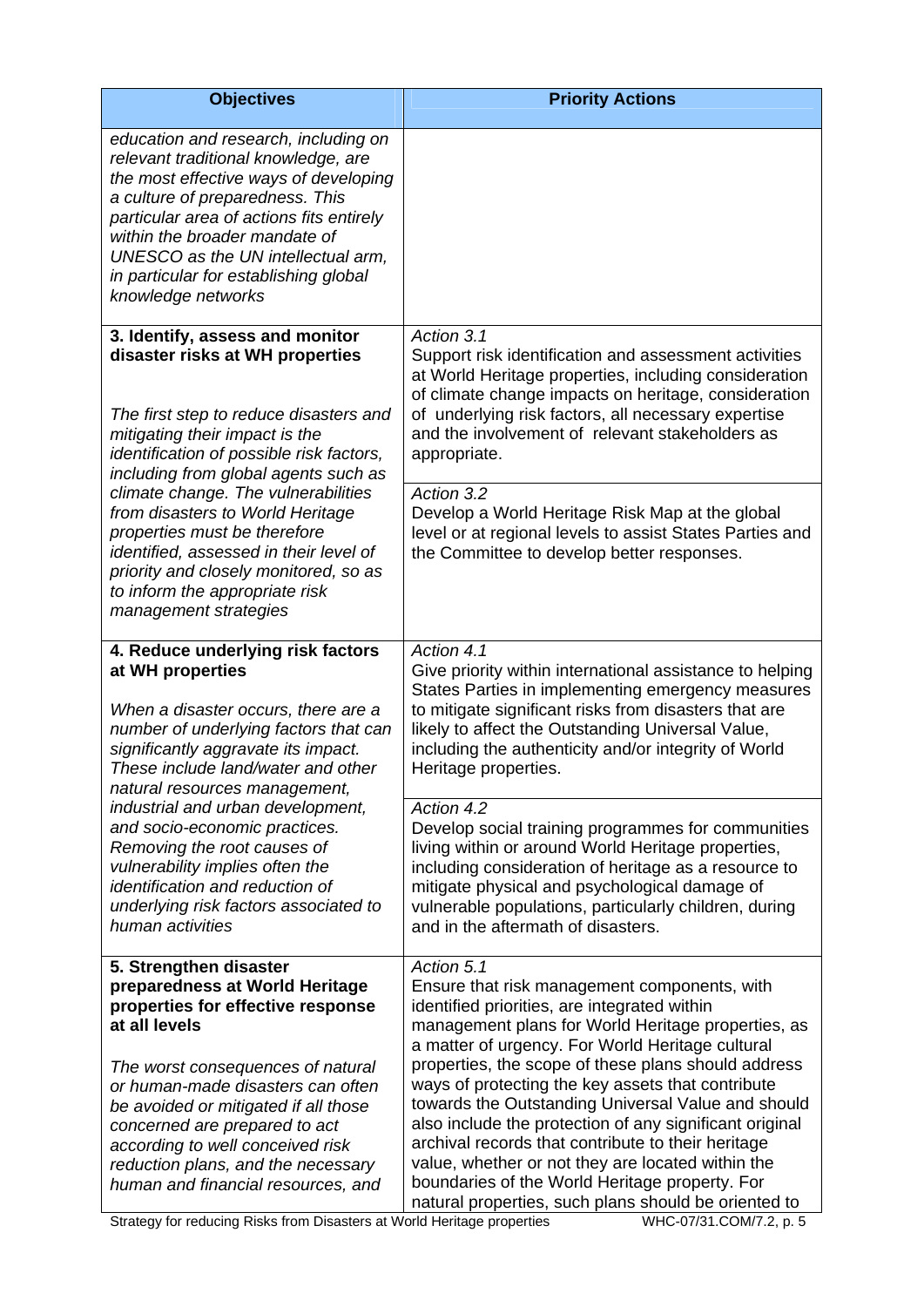| Objectives | Priority Actions |
|---|---|
| *education and research, including on relevant traditional knowledge, are the most effective ways of developing a culture of preparedness. This particular area of actions fits entirely within the broader mandate of UNESCO as the UN intellectual arm, in particular for establishing global knowledge networks* | |
| **3. Identify, assess and monitor disaster risks at WH properties**<br><br>*The first step to reduce disasters and mitigating their impact is the identification of possible risk factors, including from global agents such as climate change. The vulnerabilities from disasters to World Heritage properties must be therefore identified, assessed in their level of priority and closely monitored, so as to inform the appropriate risk management strategies* | *Action 3.1*<br>Support risk identification and assessment activities at World Heritage properties, including consideration of climate change impacts on heritage, consideration of underlying risk factors, all necessary expertise and the involvement of relevant stakeholders as appropriate.<br><br>*Action 3.2*<br>Develop a World Heritage Risk Map at the global level or at regional levels to assist States Parties and the Committee to develop better responses. |
| **4. Reduce underlying risk factors at WH properties**<br><br>*When a disaster occurs, there are a number of underlying factors that can significantly aggravate its impact. These include land/water and other natural resources management, industrial and urban development, and socio-economic practices. Removing the root causes of vulnerability implies often the identification and reduction of underlying risk factors associated to human activities* | *Action 4.1*<br>Give priority within international assistance to helping States Parties in implementing emergency measures to mitigate significant risks from disasters that are likely to affect the Outstanding Universal Value, including the authenticity and/or integrity of World Heritage properties.<br><br>*Action 4.2*<br>Develop social training programmes for communities living within or around World Heritage properties, including consideration of heritage as a resource to mitigate physical and psychological damage of vulnerable populations, particularly children, during and in the aftermath of disasters. |
| **5. Strengthen disaster preparedness at World Heritage properties for effective response at all levels**<br><br>*The worst consequences of natural or human-made disasters can often be avoided or mitigated if all those concerned are prepared to act according to well conceived risk reduction plans, and the necessary human and financial resources, and* | *Action 5.1*<br>Ensure that risk management components, with identified priorities, are integrated within management plans for World Heritage properties, as a matter of urgency. For World Heritage cultural properties, the scope of these plans should address ways of protecting the key assets that contribute towards the Outstanding Universal Value and should also include the protection of any significant original archival records that contribute to their heritage value, whether or not they are located within the boundaries of the World Heritage property. For natural properties, such plans should be oriented to |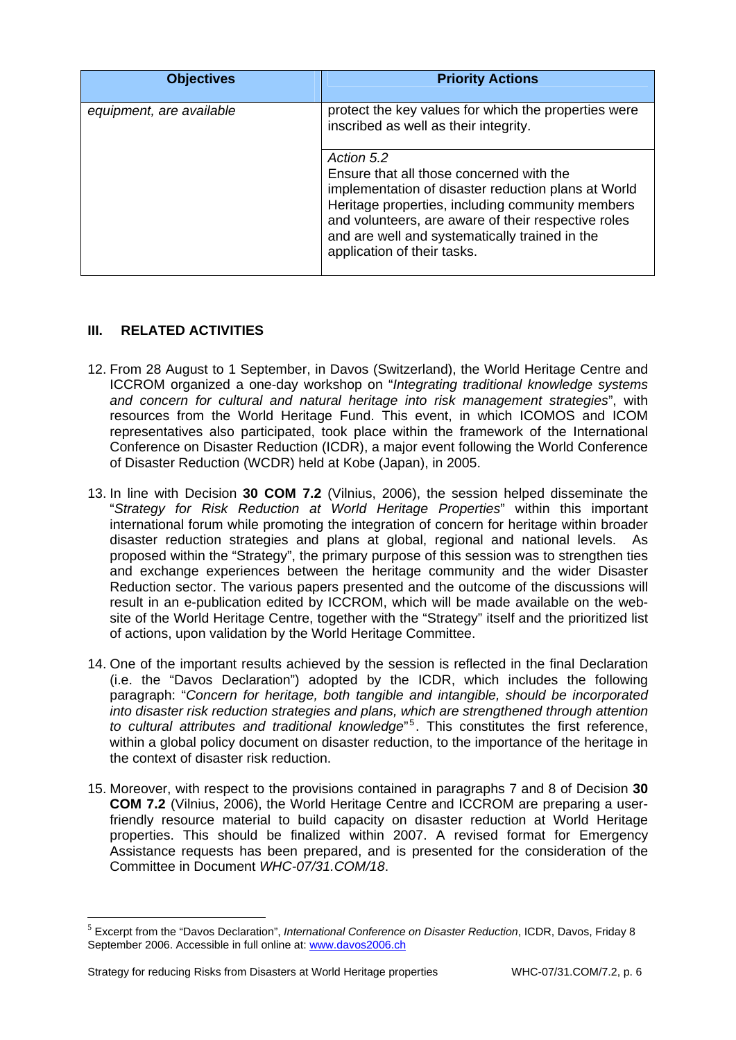| Objectives | Priority Actions |
| --- | --- |
| *equipment, are available* | protect the key values for which the properties were inscribed as well as their integrity. |
| | *Action 5.2*<br>Ensure that all those concerned with the implementation of disaster reduction plans at World Heritage properties, including community members and volunteers, are aware of their respective roles and are well and systematically trained in the application of their tasks. |

## III. RELATED ACTIVITIES

12. From 28 August to 1 September, in Davos (Switzerland), the World Heritage Centre and ICCROM organized a one-day workshop on "*Integrating traditional knowledge systems and concern for cultural and natural heritage into risk management strategies*", with resources from the World Heritage Fund. This event, in which ICOMOS and ICOM representatives also participated, took place within the framework of the International Conference on Disaster Reduction (ICDR), a major event following the World Conference of Disaster Reduction (WCDR) held at Kobe (Japan), in 2005.

13. In line with Decision **30 COM 7.2** (Vilnius, 2006), the session helped disseminate the "*Strategy for Risk Reduction at World Heritage Properties*" within this important international forum while promoting the integration of concern for heritage within broader disaster reduction strategies and plans at global, regional and national levels. As proposed within the "Strategy", the primary purpose of this session was to strengthen ties and exchange experiences between the heritage community and the wider Disaster Reduction sector. The various papers presented and the outcome of the discussions will result in an e-publication edited by ICCROM, which will be made available on the web-site of the World Heritage Centre, together with the "Strategy" itself and the prioritized list of actions, upon validation by the World Heritage Committee.

14. One of the important results achieved by the session is reflected in the final Declaration (i.e. the "Davos Declaration") adopted by the ICDR, which includes the following paragraph: "*Concern for heritage, both tangible and intangible, should be incorporated into disaster risk reduction strategies and plans, which are strengthened through attention to cultural attributes and traditional knowledge*"[5]. This constitutes the first reference, within a global policy document on disaster reduction, to the importance of the heritage in the context of disaster risk reduction.

15. Moreover, with respect to the provisions contained in paragraphs 7 and 8 of Decision **30 COM 7.2** (Vilnius, 2006), the World Heritage Centre and ICCROM are preparing a user-friendly resource material to build capacity on disaster reduction at World Heritage properties. This should be finalized within 2007. A revised format for Emergency Assistance requests has been prepared, and is presented for the consideration of the Committee in Document *WHC-07/31.COM/18*.

---

[5] Excerpt from the "Davos Declaration", *International Conference on Disaster Reduction*, ICDR, Davos, Friday 8 September 2006. Accessible in full online at: www.davos2006.ch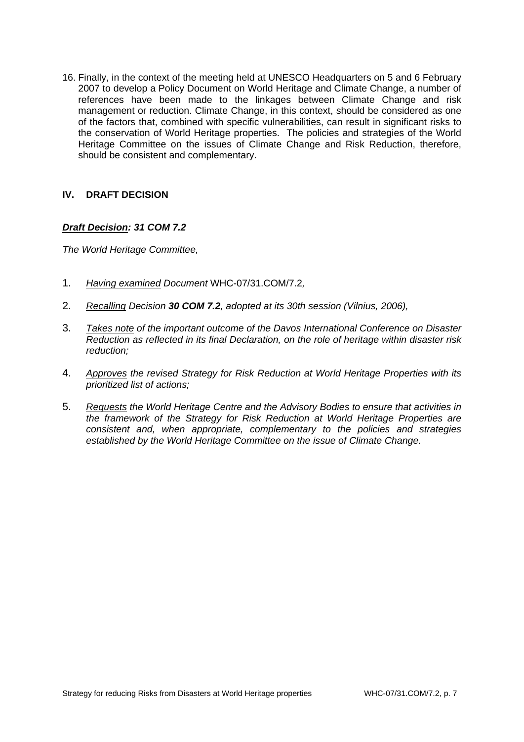16. Finally, in the context of the meeting held at UNESCO Headquarters on 5 and 6 February 2007 to develop a Policy Document on World Heritage and Climate Change, a number of references have been made to the linkages between Climate Change and risk management or reduction. Climate Change, in this context, should be considered as one of the factors that, combined with specific vulnerabilities, can result in significant risks to the conservation of World Heritage properties. The policies and strategies of the World Heritage Committee on the issues of Climate Change and Risk Reduction, therefore, should be consistent and complementary.

## IV. DRAFT DECISION

***Draft Decision: 31 COM 7.2***

*The World Heritage Committee,*

1. *Having examined Document* WHC-07/31.COM/7.2*,*

2. *Recalling Decision **30 COM 7.2**, adopted at its 30th session (Vilnius, 2006),*

3. *Takes note of the important outcome of the Davos International Conference on Disaster Reduction as reflected in its final Declaration, on the role of heritage within disaster risk reduction;*

4. *Approves the revised Strategy for Risk Reduction at World Heritage Properties with its prioritized list of actions;*

5. *Requests the World Heritage Centre and the Advisory Bodies to ensure that activities in the framework of the Strategy for Risk Reduction at World Heritage Properties are consistent and, when appropriate, complementary to the policies and strategies established by the World Heritage Committee on the issue of Climate Change.*